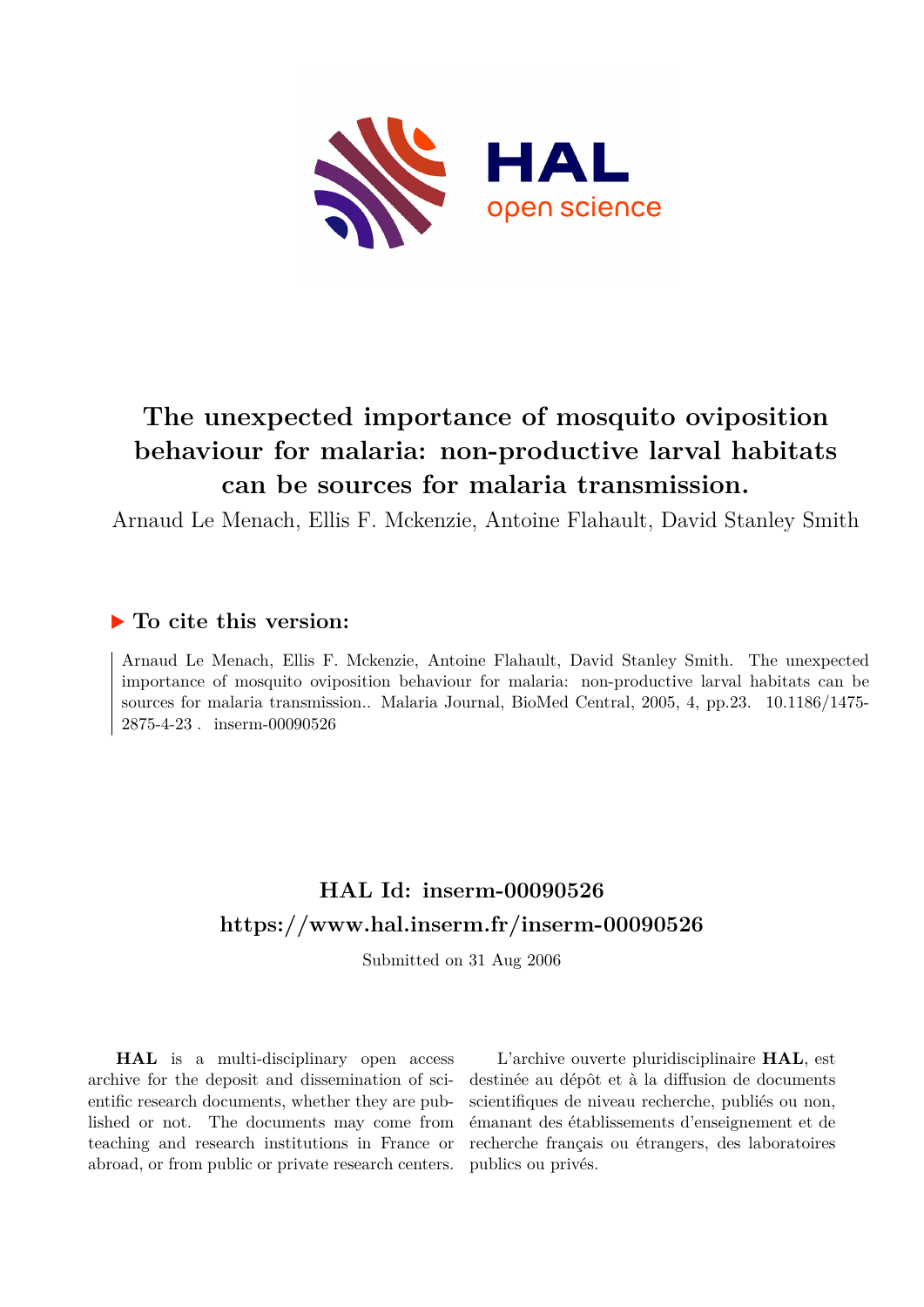# The unexpected importance of mosquito oviposition behaviour for malaria: non-productive larval habitats can be sources for malaria transmission.

Arnaud Le Menach, Ellis F. Mckenzie, Antoine Flahault, David Stanley Smith

## ▶ To cite this version:

Arnaud Le Menach, Ellis F. Mckenzie, Antoine Flahault, David Stanley Smith. The unexpected importance of mosquito oviposition behaviour for malaria: non-productive larval habitats can be sources for malaria transmission.. Malaria Journal, BioMed Central, 2005, 4, pp.23. 10.1186/1475-2875-4-23 . inserm-00090526

## HAL Id: inserm-00090526
## https://www.hal.inserm.fr/inserm-00090526

Submitted on 31 Aug 2006

**HAL** is a multi-disciplinary open access archive for the deposit and dissemination of scientific research documents, whether they are published or not. The documents may come from teaching and research institutions in France or abroad, or from public or private research centers.

L'archive ouverte pluridisciplinaire **HAL**, est destinée au dépôt et à la diffusion de documents scientifiques de niveau recherche, publiés ou non, émanant des établissements d'enseignement et de recherche français ou étrangers, des laboratoires publics ou privés.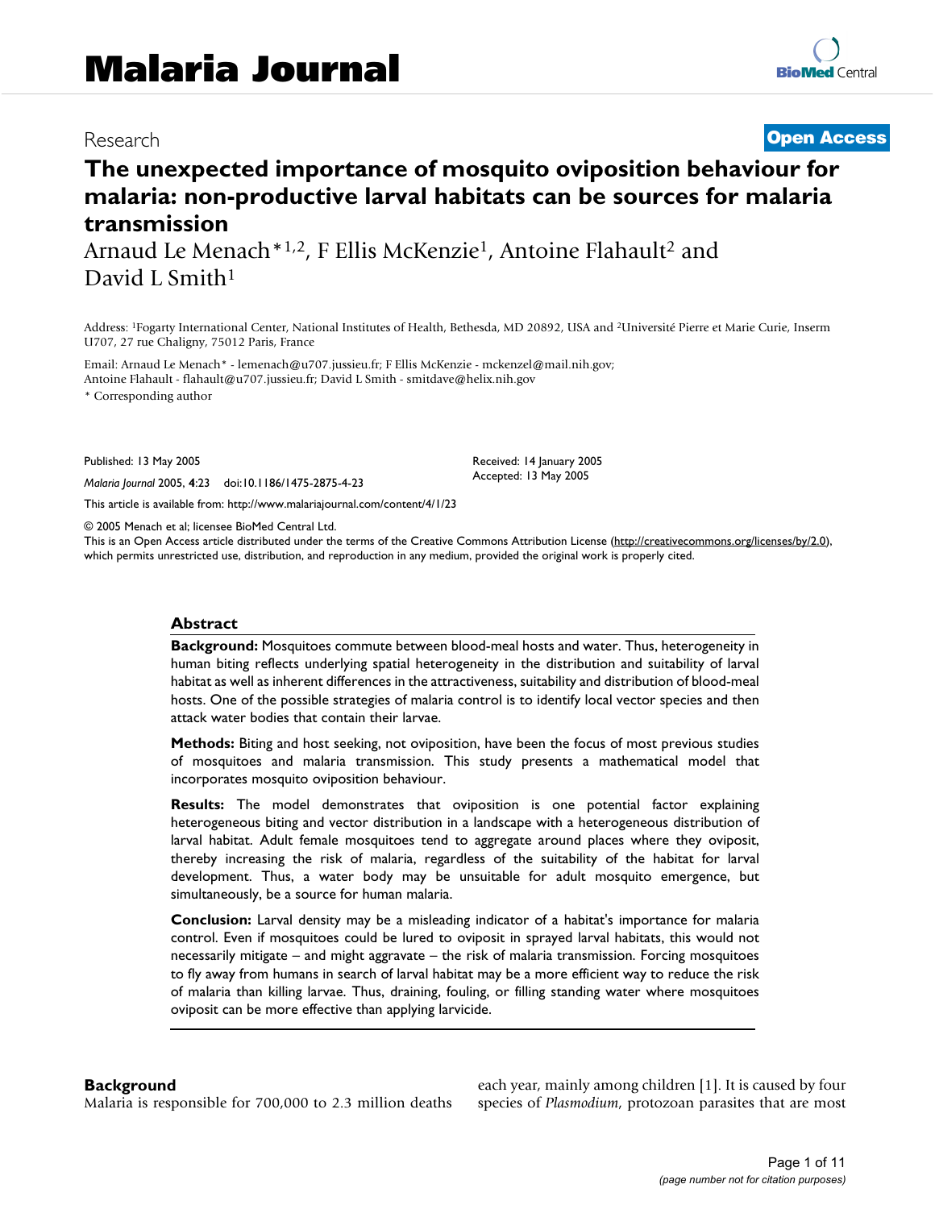# Malaria Journal

Research

**Open Access**

# The unexpected importance of mosquito oviposition behaviour for malaria: non-productive larval habitats can be sources for malaria transmission

Arnaud Le Menach*[1,2], F Ellis McKenzie[1], Antoine Flahault[2] and David L Smith[1]

Address: [1]Fogarty International Center, National Institutes of Health, Bethesda, MD 20892, USA and [2]Université Pierre et Marie Curie, Inserm U707, 27 rue Chaligny, 75012 Paris, France

Email: Arnaud Le Menach* - lemenach@u707.jussieu.fr; F Ellis McKenzie - mckenzel@mail.nih.gov; Antoine Flahault - flahault@u707.jussieu.fr; David L Smith - smitdave@helix.nih.gov

\* Corresponding author

Published: 13 May 2005

*Malaria Journal* 2005, **4**:23 doi:10.1186/1475-2875-4-23

Received: 14 January 2005
Accepted: 13 May 2005

This article is available from: http://www.malariajournal.com/content/4/1/23

© 2005 Menach et al; licensee BioMed Central Ltd.
This is an Open Access article distributed under the terms of the Creative Commons Attribution License (http://creativecommons.org/licenses/by/2.0), which permits unrestricted use, distribution, and reproduction in any medium, provided the original work is properly cited.

## Abstract

**Background:** Mosquitoes commute between blood-meal hosts and water. Thus, heterogeneity in human biting reflects underlying spatial heterogeneity in the distribution and suitability of larval habitat as well as inherent differences in the attractiveness, suitability and distribution of blood-meal hosts. One of the possible strategies of malaria control is to identify local vector species and then attack water bodies that contain their larvae.

**Methods:** Biting and host seeking, not oviposition, have been the focus of most previous studies of mosquitoes and malaria transmission. This study presents a mathematical model that incorporates mosquito oviposition behaviour.

**Results:** The model demonstrates that oviposition is one potential factor explaining heterogeneous biting and vector distribution in a landscape with a heterogeneous distribution of larval habitat. Adult female mosquitoes tend to aggregate around places where they oviposit, thereby increasing the risk of malaria, regardless of the suitability of the habitat for larval development. Thus, a water body may be unsuitable for adult mosquito emergence, but simultaneously, be a source for human malaria.

**Conclusion:** Larval density may be a misleading indicator of a habitat's importance for malaria control. Even if mosquitoes could be lured to oviposit in sprayed larval habitats, this would not necessarily mitigate – and might aggravate – the risk of malaria transmission. Forcing mosquitoes to fly away from humans in search of larval habitat may be a more efficient way to reduce the risk of malaria than killing larvae. Thus, draining, fouling, or filling standing water where mosquitoes oviposit can be more effective than applying larvicide.

## Background

Malaria is responsible for 700,000 to 2.3 million deaths each year, mainly among children [1]. It is caused by four species of *Plasmodium*, protozoan parasites that are most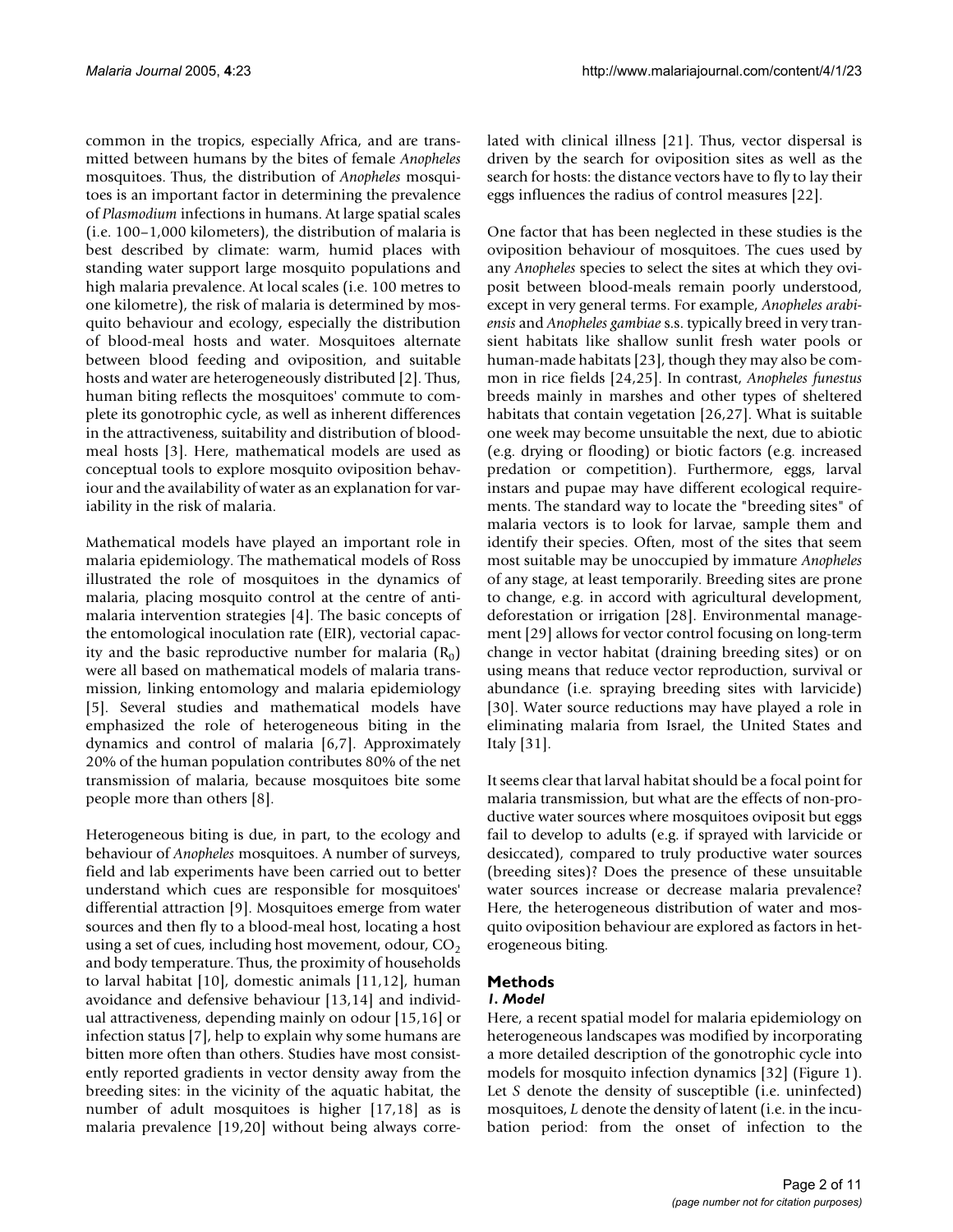common in the tropics, especially Africa, and are transmitted between humans by the bites of female *Anopheles* mosquitoes. Thus, the distribution of *Anopheles* mosquitoes is an important factor in determining the prevalence of *Plasmodium* infections in humans. At large spatial scales (i.e. 100–1,000 kilometers), the distribution of malaria is best described by climate: warm, humid places with standing water support large mosquito populations and high malaria prevalence. At local scales (i.e. 100 metres to one kilometre), the risk of malaria is determined by mosquito behaviour and ecology, especially the distribution of blood-meal hosts and water. Mosquitoes alternate between blood feeding and oviposition, and suitable hosts and water are heterogeneously distributed [2]. Thus, human biting reflects the mosquitoes' commute to complete its gonotrophic cycle, as well as inherent differences in the attractiveness, suitability and distribution of blood-meal hosts [3]. Here, mathematical models are used as conceptual tools to explore mosquito oviposition behaviour and the availability of water as an explanation for variability in the risk of malaria.

Mathematical models have played an important role in malaria epidemiology. The mathematical models of Ross illustrated the role of mosquitoes in the dynamics of malaria, placing mosquito control at the centre of anti-malaria intervention strategies [4]. The basic concepts of the entomological inoculation rate (EIR), vectorial capacity and the basic reproductive number for malaria ($R_0$) were all based on mathematical models of malaria transmission, linking entomology and malaria epidemiology [5]. Several studies and mathematical models have emphasized the role of heterogeneous biting in the dynamics and control of malaria [6,7]. Approximately 20% of the human population contributes 80% of the net transmission of malaria, because mosquitoes bite some people more than others [8].

Heterogeneous biting is due, in part, to the ecology and behaviour of *Anopheles* mosquitoes. A number of surveys, field and lab experiments have been carried out to better understand which cues are responsible for mosquitoes' differential attraction [9]. Mosquitoes emerge from water sources and then fly to a blood-meal host, locating a host using a set of cues, including host movement, odour, $CO_2$ and body temperature. Thus, the proximity of households to larval habitat [10], domestic animals [11,12], human avoidance and defensive behaviour [13,14] and individual attractiveness, depending mainly on odour [15,16] or infection status [7], help to explain why some humans are bitten more often than others. Studies have most consistently reported gradients in vector density away from the breeding sites: in the vicinity of the aquatic habitat, the number of adult mosquitoes is higher [17,18] as is malaria prevalence [19,20] without being always correlated with clinical illness [21]. Thus, vector dispersal is driven by the search for oviposition sites as well as the search for hosts: the distance vectors have to fly to lay their eggs influences the radius of control measures [22].

One factor that has been neglected in these studies is the oviposition behaviour of mosquitoes. The cues used by any *Anopheles* species to select the sites at which they oviposit between blood-meals remain poorly understood, except in very general terms. For example, *Anopheles arabiensis* and *Anopheles gambiae* s.s. typically breed in very transient habitats like shallow sunlit fresh water pools or human-made habitats [23], though they may also be common in rice fields [24,25]. In contrast, *Anopheles funestus* breeds mainly in marshes and other types of sheltered habitats that contain vegetation [26,27]. What is suitable one week may become unsuitable the next, due to abiotic (e.g. drying or flooding) or biotic factors (e.g. increased predation or competition). Furthermore, eggs, larval instars and pupae may have different ecological requirements. The standard way to locate the "breeding sites" of malaria vectors is to look for larvae, sample them and identify their species. Often, most of the sites that seem most suitable may be unoccupied by immature *Anopheles* of any stage, at least temporarily. Breeding sites are prone to change, e.g. in accord with agricultural development, deforestation or irrigation [28]. Environmental management [29] allows for vector control focusing on long-term change in vector habitat (draining breeding sites) or on using means that reduce vector reproduction, survival or abundance (i.e. spraying breeding sites with larvicide) [30]. Water source reductions may have played a role in eliminating malaria from Israel, the United States and Italy [31].

It seems clear that larval habitat should be a focal point for malaria transmission, but what are the effects of non-productive water sources where mosquitoes oviposit but eggs fail to develop to adults (e.g. if sprayed with larvicide or desiccated), compared to truly productive water sources (breeding sites)? Does the presence of these unsuitable water sources increase or decrease malaria prevalence? Here, the heterogeneous distribution of water and mosquito oviposition behaviour are explored as factors in heterogeneous biting.

## Methods

### *1. Model*

Here, a recent spatial model for malaria epidemiology on heterogeneous landscapes was modified by incorporating a more detailed description of the gonotrophic cycle into models for mosquito infection dynamics [32] (Figure 1). Let $S$ denote the density of susceptible (i.e. uninfected) mosquitoes, $L$ denote the density of latent (i.e. in the incubation period: from the onset of infection to the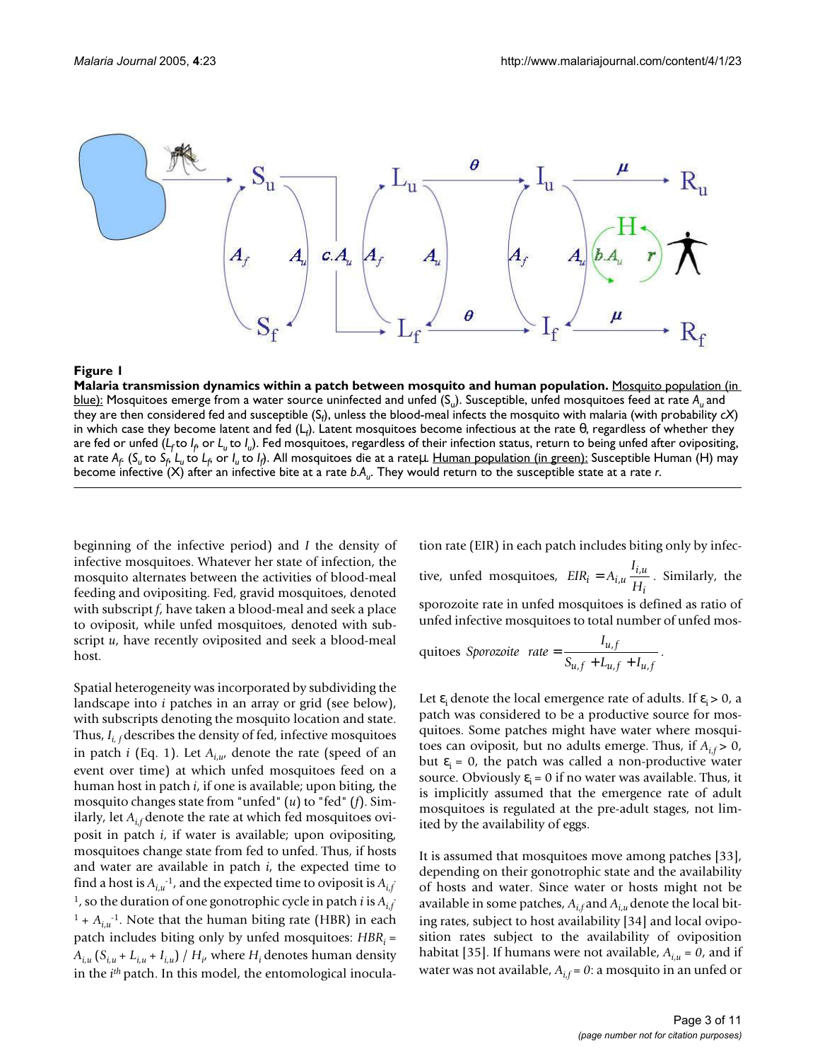**Figure 1**

**Malaria transmission dynamics within a patch between mosquito and human population.** Mosquito population (in blue): Mosquitoes emerge from a water source uninfected and unfed ($S_u$). Susceptible, unfed mosquitoes feed at rate $A_u$ and they are then considered fed and susceptible ($S_f$), unless the blood-meal infects the mosquito with malaria (with probability $cX$) in which case they become latent and fed ($L_f$). Latent mosquitoes become infectious at the rate θ, regardless of whether they are fed or unfed ($L_f$ to $I_f$, or $L_u$ to $I_u$). Fed mosquitoes, regardless of their infection status, return to being unfed after ovipositing, at rate $A_f$. ($S_u$ to $S_f$, $L_u$ to $L_f$, or $I_u$ to $I_f$). All mosquitoes die at a rate μ. Human population (in green): Susceptible Human (H) may become infective (X) after an infective bite at a rate $b.A_u$. They would return to the susceptible state at a rate $r$.

beginning of the infective period) and $I$ the density of infective mosquitoes. Whatever her state of infection, the mosquito alternates between the activities of blood-meal feeding and ovipositing. Fed, gravid mosquitoes, denoted with subscript $f$, have taken a blood-meal and seek a place to oviposit, while unfed mosquitoes, denoted with subscript $u$, have recently oviposited and seek a blood-meal host.

Spatial heterogeneity was incorporated by subdividing the landscape into $i$ patches in an array or grid (see below), with subscripts denoting the mosquito location and state. Thus, $I_{i,f}$ describes the density of fed, infective mosquitoes in patch $i$ (Eq. 1). Let $A_{i,u}$, denote the rate (speed of an event over time) at which unfed mosquitoes feed on a human host in patch $i$, if one is available; upon biting, the mosquito changes state from "unfed" ($u$) to "fed" ($f$). Similarly, let $A_{i,f}$ denote the rate at which fed mosquitoes oviposit in patch $i$, if water is available; upon ovipositing, mosquitoes change state from fed to unfed. Thus, if hosts and water are available in patch $i$, the expected time to find a host is $A_{i,u}^{-1}$, and the expected time to oviposit is $A_{i,f}^{-1}$, so the duration of one gonotrophic cycle in patch $i$ is $A_{i,f}^{-1} + A_{i,u}^{-1}$. Note that the human biting rate (HBR) in each patch includes biting only by unfed mosquitoes: $HBR_i = A_{i,u}(S_{i,u} + L_{i,u} + I_{i,u}) / H_i$, where $H_i$ denotes human density in the $i^{th}$ patch. In this model, the entomological inoculation rate (EIR) in each patch includes biting only by infective, unfed mosquitoes, $EIR_i = A_{i,u}\dfrac{I_{i,u}}{H_i}$. Similarly, the sporozoite rate in unfed mosquitoes is defined as ratio of unfed infective mosquitoes to total number of unfed mosquitoes $Sporozoite\ \ rate = \dfrac{I_{u,f}}{S_{u,f} + L_{u,f} + I_{u,f}}$.

Let $\varepsilon_i$ denote the local emergence rate of adults. If $\varepsilon_i > 0$, a patch was considered to be a productive source for mosquitoes. Some patches might have water where mosquitoes can oviposit, but no adults emerge. Thus, if $A_{i,f} > 0$, but $\varepsilon_i = 0$, the patch was called a non-productive water source. Obviously $\varepsilon_i = 0$ if no water was available. Thus, it is implicitly assumed that the emergence rate of adult mosquitoes is regulated at the pre-adult stages, not limited by the availability of eggs.

It is assumed that mosquitoes move among patches [33], depending on their gonotrophic state and the availability of hosts and water. Since water or hosts might not be available in some patches, $A_{i,f}$ and $A_{i,u}$ denote the local biting rates, subject to host availability [34] and local oviposition rates subject to the availability of oviposition habitat [35]. If humans were not available, $A_{i,u} = 0$, and if water was not available, $A_{i,f} = 0$: a mosquito in an unfed or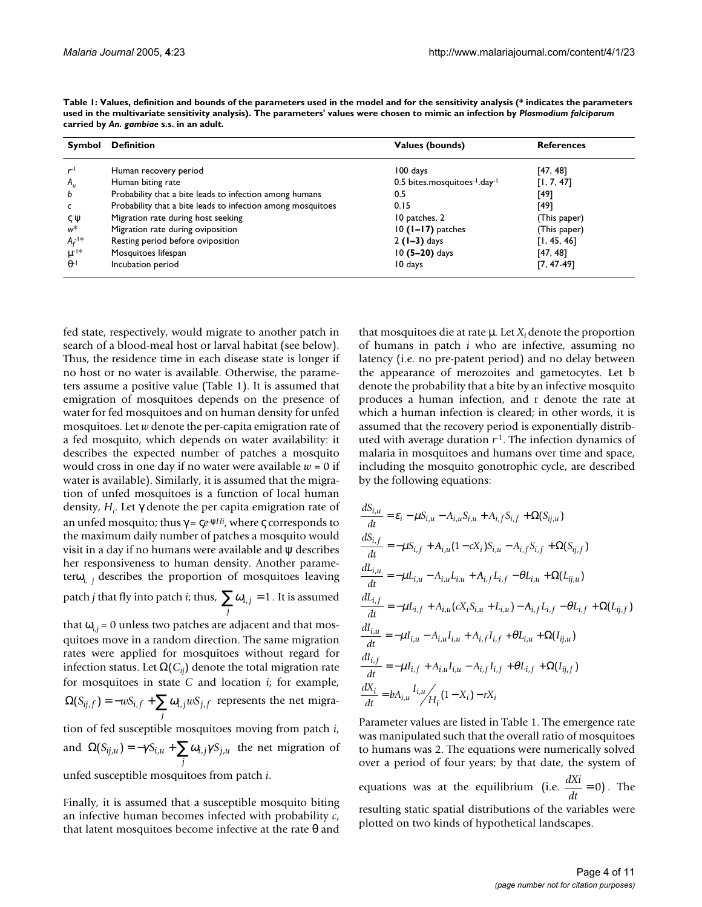**Table 1: Values, definition and bounds of the parameters used in the model and for the sensitivity analysis (* indicates the parameters used in the multivariate sensitivity analysis). The parameters' values were chosen to mimic an infection by *Plasmodium falciparum* carried by *An. gambiae* s.s. in an adult.**

| Symbol | Definition | Values (bounds) | References |
|---|---|---|---|
| $r^{-1}$ | Human recovery period | 100 days | [47, 48] |
| $A_u$ | Human biting rate | 0.5 bites.mosquitoes$^{-1}$.day$^{-1}$ | [1, 7, 47] |
| $b$ | Probability that a bite leads to infection among humans | 0.5 | [49] |
| $c$ | Probability that a bite leads to infection among mosquitoes | 0.15 | [49] |
| $\varsigma$ $\psi$ | Migration rate during host seeking | 10 patches, 2 | (This paper) |
| $w$* | Migration rate during oviposition | 10 **(1–17)** patches | (This paper) |
| $A_f^{-1}$* | Resting period before oviposition | 2 **(1–3)** days | [1, 45, 46] |
| $\mu^{-1}$* | Mosquitoes lifespan | 10 **(5–20)** days | [47, 48] |
| $\theta^{-1}$ | Incubation period | 10 days | [7, 47-49] |

fed state, respectively, would migrate to another patch in search of a blood-meal host or larval habitat (see below). Thus, the residence time in each disease state is longer if no host or no water is available. Otherwise, the parameters assume a positive value (Table 1). It is assumed that emigration of mosquitoes depends on the presence of water for fed mosquitoes and on human density for unfed mosquitoes. Let $w$ denote the per-capita emigration rate of a fed mosquito, which depends on water availability: it describes the expected number of patches a mosquito would cross in one day if no water were available $w = 0$ if water is available). Similarly, it is assumed that the migration of unfed mosquitoes is a function of local human density, $H_i$. Let $\gamma$ denote the per capita emigration rate of an unfed mosquito; thus $\gamma = \varsigma e^{-\psi H_i}$, where $\varsigma$ corresponds to the maximum daily number of patches a mosquito would visit in a day if no humans were available and $\psi$ describes her responsiveness to human density. Another parameter $\omega_{i,j}$ describes the proportion of mosquitoes leaving patch $j$ that fly into patch $i$; thus, $\sum_j \omega_{i,j} = 1$. It is assumed that $\omega_{i,j} = 0$ unless two patches are adjacent and that mosquitoes move in a random direction. The same migration rates were applied for mosquitoes without regard for infection status. Let $\Omega(C_{ij})$ denote the total migration rate for mosquitoes in state $C$ and location $i$; for example, $\Omega(S_{ij,f}) = -wS_{i,f} + \sum_j \omega_{i,j} wS_{j,f}$ represents the net migration of fed susceptible mosquitoes moving from patch $i$, and $\Omega(S_{ij,u}) = -\gamma S_{i,u} + \sum_j \omega_{i,j} \gamma S_{j,u}$ the net migration of unfed susceptible mosquitoes from patch $i$.

Finally, it is assumed that a susceptible mosquito biting an infective human becomes infected with probability $c$, that latent mosquitoes become infective at the rate $\theta$ and that mosquitoes die at rate $\mu$. Let $X_i$ denote the proportion of humans in patch $i$ who are infective, assuming no latency (i.e. no pre-patent period) and no delay between the appearance of merozoites and gametocytes. Let b denote the probability that a bite by an infective mosquito produces a human infection, and r denote the rate at which a human infection is cleared; in other words, it is assumed that the recovery period is exponentially distributed with average duration $r^{-1}$. The infection dynamics of malaria in mosquitoes and humans over time and space, including the mosquito gonotrophic cycle, are described by the following equations:

$$\frac{dS_{i,u}}{dt} = \varepsilon_i - \mu S_{i,u} - A_{i,u} S_{i,u} + A_{i,f} S_{i,f} + \Omega(S_{ij,u})$$

$$\frac{dS_{i,f}}{dt} = -\mu S_{i,f} + A_{i,u}(1 - cX_i) S_{i,u} - A_{i,f} S_{i,f} + \Omega(S_{ij,f})$$

$$\frac{dL_{i,u}}{dt} = -\mu L_{i,u} - A_{i,u} L_{i,u} + A_{i,f} L_{i,f} - \theta L_{i,u} + \Omega(L_{ij,u})$$

$$\frac{dL_{i,f}}{dt} = -\mu L_{i,f} + A_{i,u}(cX_i S_{i,u} + L_{i,u}) - A_{i,f} L_{i,f} - \theta L_{i,f} + \Omega(L_{ij,f})$$

$$\frac{dI_{i,u}}{dt} = -\mu I_{i,u} - A_{i,u} I_{i,u} + A_{i,f} I_{i,f} + \theta L_{i,u} + \Omega(I_{ij,u})$$

$$\frac{dI_{i,f}}{dt} = -\mu I_{i,f} + A_{i,u} I_{i,u} - A_{i,f} I_{i,f} + \theta L_{i,f} + \Omega(I_{ij,f})$$

$$\frac{dX_i}{dt} = bA_{i,u} \frac{I_{i,u}}{H_i}(1 - X_i) - rX_i$$

Parameter values are listed in Table 1. The emergence rate was manipulated such that the overall ratio of mosquitoes to humans was 2. The equations were numerically solved over a period of four years; by that date, the system of equations was at the equilibrium (i.e. $\frac{dXi}{dt} = 0$). The resulting static spatial distributions of the variables were plotted on two kinds of hypothetical landscapes.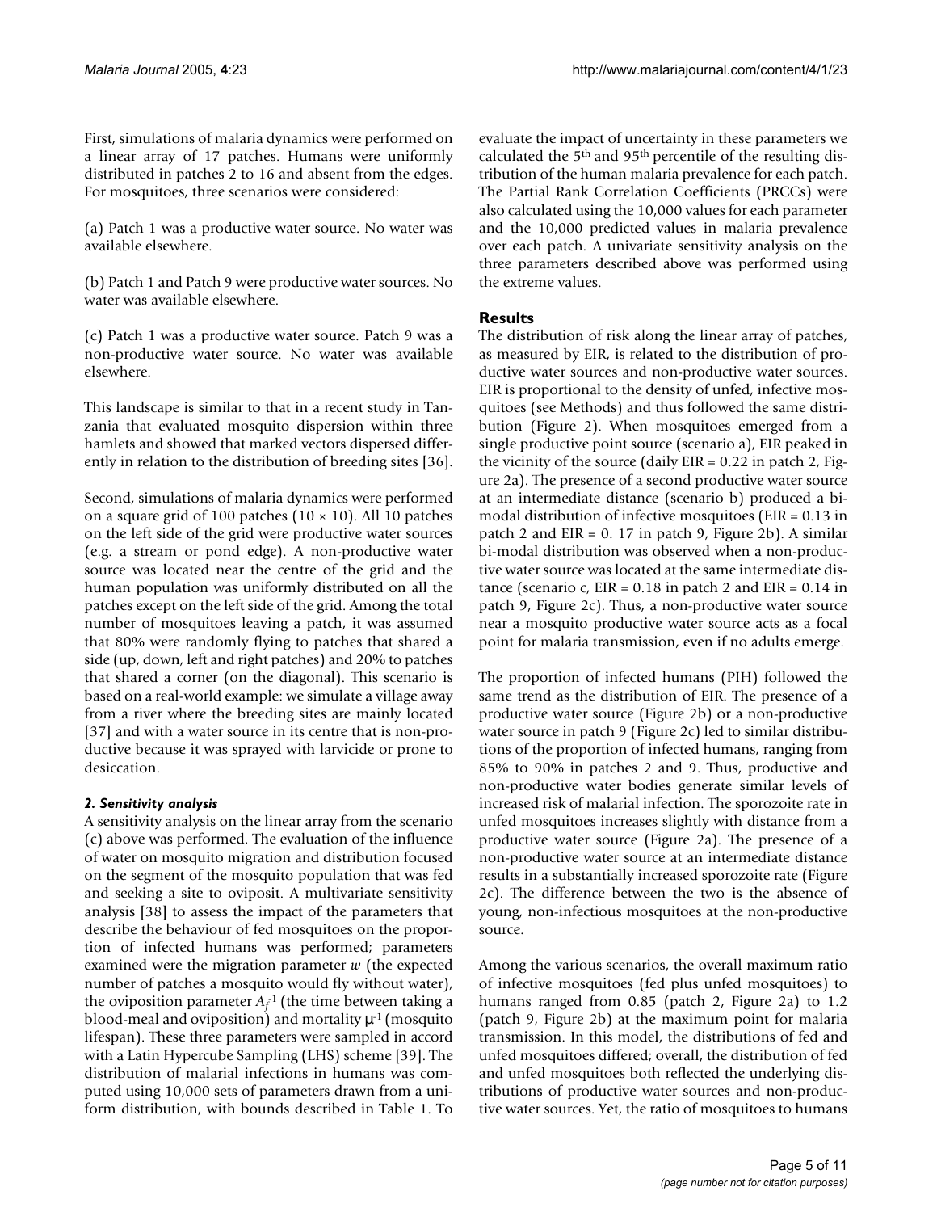First, simulations of malaria dynamics were performed on a linear array of 17 patches. Humans were uniformly distributed in patches 2 to 16 and absent from the edges. For mosquitoes, three scenarios were considered:

(a) Patch 1 was a productive water source. No water was available elsewhere.

(b) Patch 1 and Patch 9 were productive water sources. No water was available elsewhere.

(c) Patch 1 was a productive water source. Patch 9 was a non-productive water source. No water was available elsewhere.

This landscape is similar to that in a recent study in Tanzania that evaluated mosquito dispersion within three hamlets and showed that marked vectors dispersed differently in relation to the distribution of breeding sites [36].

Second, simulations of malaria dynamics were performed on a square grid of 100 patches (10 × 10). All 10 patches on the left side of the grid were productive water sources (e.g. a stream or pond edge). A non-productive water source was located near the centre of the grid and the human population was uniformly distributed on all the patches except on the left side of the grid. Among the total number of mosquitoes leaving a patch, it was assumed that 80% were randomly flying to patches that shared a side (up, down, left and right patches) and 20% to patches that shared a corner (on the diagonal). This scenario is based on a real-world example: we simulate a village away from a river where the breeding sites are mainly located [37] and with a water source in its centre that is non-productive because it was sprayed with larvicide or prone to desiccation.

### *2. Sensitivity analysis*

A sensitivity analysis on the linear array from the scenario (c) above was performed. The evaluation of the influence of water on mosquito migration and distribution focused on the segment of the mosquito population that was fed and seeking a site to oviposit. A multivariate sensitivity analysis [38] to assess the impact of the parameters that describe the behaviour of fed mosquitoes on the proportion of infected humans was performed; parameters examined were the migration parameter $w$ (the expected number of patches a mosquito would fly without water), the oviposition parameter $A_f^{-1}$ (the time between taking a blood-meal and oviposition) and mortality $\mu^{-1}$ (mosquito lifespan). These three parameters were sampled in accord with a Latin Hypercube Sampling (LHS) scheme [39]. The distribution of malarial infections in humans was computed using 10,000 sets of parameters drawn from a uniform distribution, with bounds described in Table 1. To evaluate the impact of uncertainty in these parameters we calculated the 5th and 95th percentile of the resulting distribution of the human malaria prevalence for each patch. The Partial Rank Correlation Coefficients (PRCCs) were also calculated using the 10,000 values for each parameter and the 10,000 predicted values in malaria prevalence over each patch. A univariate sensitivity analysis on the three parameters described above was performed using the extreme values.

## Results

The distribution of risk along the linear array of patches, as measured by EIR, is related to the distribution of productive water sources and non-productive water sources. EIR is proportional to the density of unfed, infective mosquitoes (see Methods) and thus followed the same distribution (Figure 2). When mosquitoes emerged from a single productive point source (scenario a), EIR peaked in the vicinity of the source (daily EIR = 0.22 in patch 2, Figure 2a). The presence of a second productive water source at an intermediate distance (scenario b) produced a bimodal distribution of infective mosquitoes (EIR = 0.13 in patch 2 and EIR = 0. 17 in patch 9, Figure 2b). A similar bi-modal distribution was observed when a non-productive water source was located at the same intermediate distance (scenario c, EIR = 0.18 in patch 2 and EIR = 0.14 in patch 9, Figure 2c). Thus, a non-productive water source near a mosquito productive water source acts as a focal point for malaria transmission, even if no adults emerge.

The proportion of infected humans (PIH) followed the same trend as the distribution of EIR. The presence of a productive water source (Figure 2b) or a non-productive water source in patch 9 (Figure 2c) led to similar distributions of the proportion of infected humans, ranging from 85% to 90% in patches 2 and 9. Thus, productive and non-productive water bodies generate similar levels of increased risk of malarial infection. The sporozoite rate in unfed mosquitoes increases slightly with distance from a productive water source (Figure 2a). The presence of a non-productive water source at an intermediate distance results in a substantially increased sporozoite rate (Figure 2c). The difference between the two is the absence of young, non-infectious mosquitoes at the non-productive source.

Among the various scenarios, the overall maximum ratio of infective mosquitoes (fed plus unfed mosquitoes) to humans ranged from 0.85 (patch 2, Figure 2a) to 1.2 (patch 9, Figure 2b) at the maximum point for malaria transmission. In this model, the distributions of fed and unfed mosquitoes differed; overall, the distribution of fed and unfed mosquitoes both reflected the underlying distributions of productive water sources and non-productive water sources. Yet, the ratio of mosquitoes to humans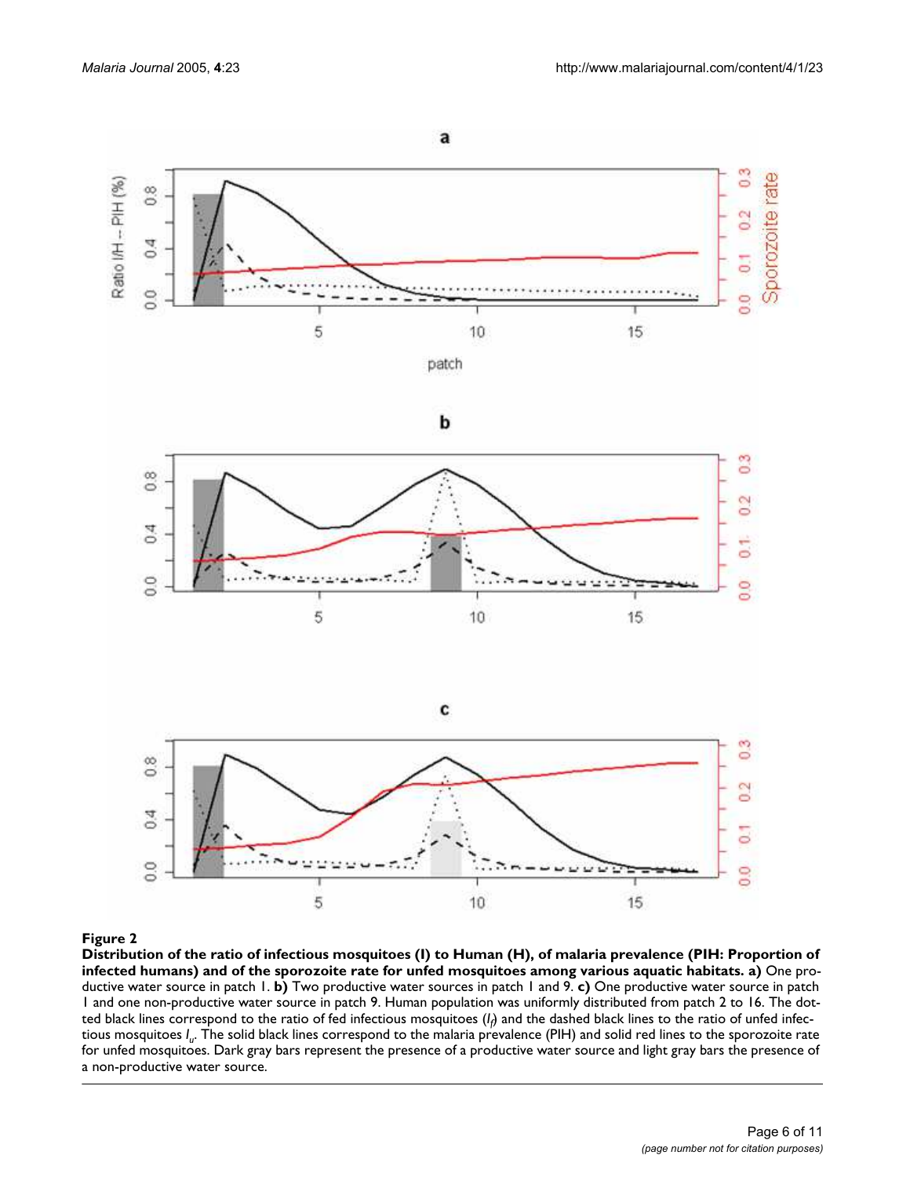**Figure 2**

**Distribution of the ratio of infectious mosquitoes (I) to Human (H), of malaria prevalence (PIH: Proportion of infected humans) and of the sporozoite rate for unfed mosquitoes among various aquatic habitats. a)** One productive water source in patch 1. **b)** Two productive water sources in patch 1 and 9. **c)** One productive water source in patch 1 and one non-productive water source in patch 9. Human population was uniformly distributed from patch 2 to 16. The dotted black lines correspond to the ratio of fed infectious mosquitoes ($I_f$) and the dashed black lines to the ratio of unfed infectious mosquitoes $I_u$. The solid black lines correspond to the malaria prevalence (PIH) and solid red lines to the sporozoite rate for unfed mosquitoes. Dark gray bars represent the presence of a productive water source and light gray bars the presence of a non-productive water source.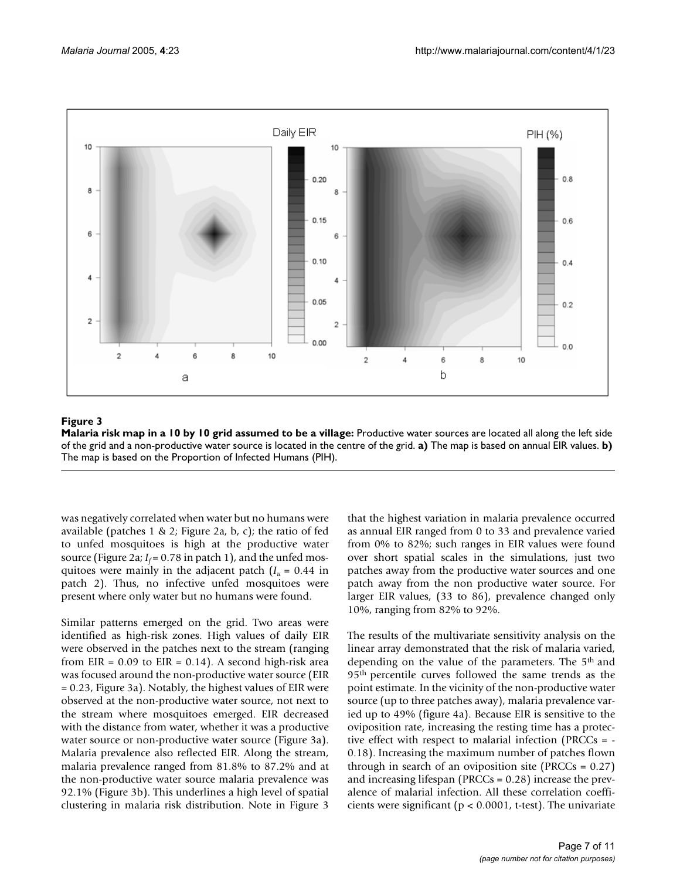**Figure 3**

**Malaria risk map in a 10 by 10 grid assumed to be a village:** Productive water sources are located all along the left side of the grid and a non-productive water source is located in the centre of the grid. **a)** The map is based on annual EIR values. **b)** The map is based on the Proportion of Infected Humans (PIH).

was negatively correlated when water but no humans were available (patches 1 & 2; Figure 2a, b, c); the ratio of fed to unfed mosquitoes is high at the productive water source (Figure 2a; $I_f = 0.78$ in patch 1), and the unfed mosquitoes were mainly in the adjacent patch ($I_u = 0.44$ in patch 2). Thus, no infective unfed mosquitoes were present where only water but no humans were found.

Similar patterns emerged on the grid. Two areas were identified as high-risk zones. High values of daily EIR were observed in the patches next to the stream (ranging from EIR = 0.09 to EIR = 0.14). A second high-risk area was focused around the non-productive water source (EIR = 0.23, Figure 3a). Notably, the highest values of EIR were observed at the non-productive water source, not next to the stream where mosquitoes emerged. EIR decreased with the distance from water, whether it was a productive water source or non-productive water source (Figure 3a). Malaria prevalence also reflected EIR. Along the stream, malaria prevalence ranged from 81.8% to 87.2% and at the non-productive water source malaria prevalence was 92.1% (Figure 3b). This underlines a high level of spatial clustering in malaria risk distribution. Note in Figure 3 that the highest variation in malaria prevalence occurred as annual EIR ranged from 0 to 33 and prevalence varied from 0% to 82%; such ranges in EIR values were found over short spatial scales in the simulations, just two patches away from the productive water sources and one patch away from the non productive water source. For larger EIR values, (33 to 86), prevalence changed only 10%, ranging from 82% to 92%.

The results of the multivariate sensitivity analysis on the linear array demonstrated that the risk of malaria varied, depending on the value of the parameters. The 5th and 95th percentile curves followed the same trends as the point estimate. In the vicinity of the non-productive water source (up to three patches away), malaria prevalence varied up to 49% (figure 4a). Because EIR is sensitive to the oviposition rate, increasing the resting time has a protective effect with respect to malarial infection (PRCCs = -0.18). Increasing the maximum number of patches flown through in search of an oviposition site (PRCCs = 0.27) and increasing lifespan (PRCCs = 0.28) increase the prevalence of malarial infection. All these correlation coefficients were significant ($p < 0.0001$, t-test). The univariate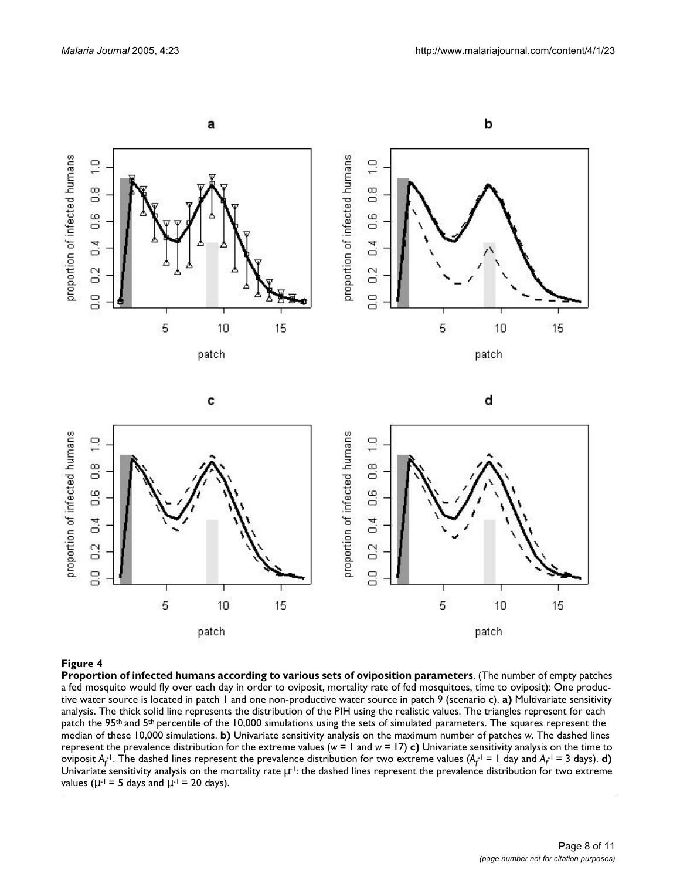**Figure 4**

**Proportion of infected humans according to various sets of oviposition parameters**. (The number of empty patches a fed mosquito would fly over each day in order to oviposit, mortality rate of fed mosquitoes, time to oviposit): One productive water source is located in patch 1 and one non-productive water source in patch 9 (scenario c). **a)** Multivariate sensitivity analysis. The thick solid line represents the distribution of the PIH using the realistic values. The triangles represent for each patch the 95th and 5th percentile of the 10,000 simulations using the sets of simulated parameters. The squares represent the median of these 10,000 simulations. **b)** Univariate sensitivity analysis on the maximum number of patches $w$. The dashed lines represent the prevalence distribution for the extreme values ($w$ = 1 and $w$ = 17) **c)** Univariate sensitivity analysis on the time to oviposit $A_f^{-1}$. The dashed lines represent the prevalence distribution for two extreme values ($A_f^{-1}$ = 1 day and $A_f^{-1}$ = 3 days). **d)** Univariate sensitivity analysis on the mortality rate $\mu^{-1}$: the dashed lines represent the prevalence distribution for two extreme values ($\mu^{-1}$ = 5 days and $\mu^{-1}$ = 20 days).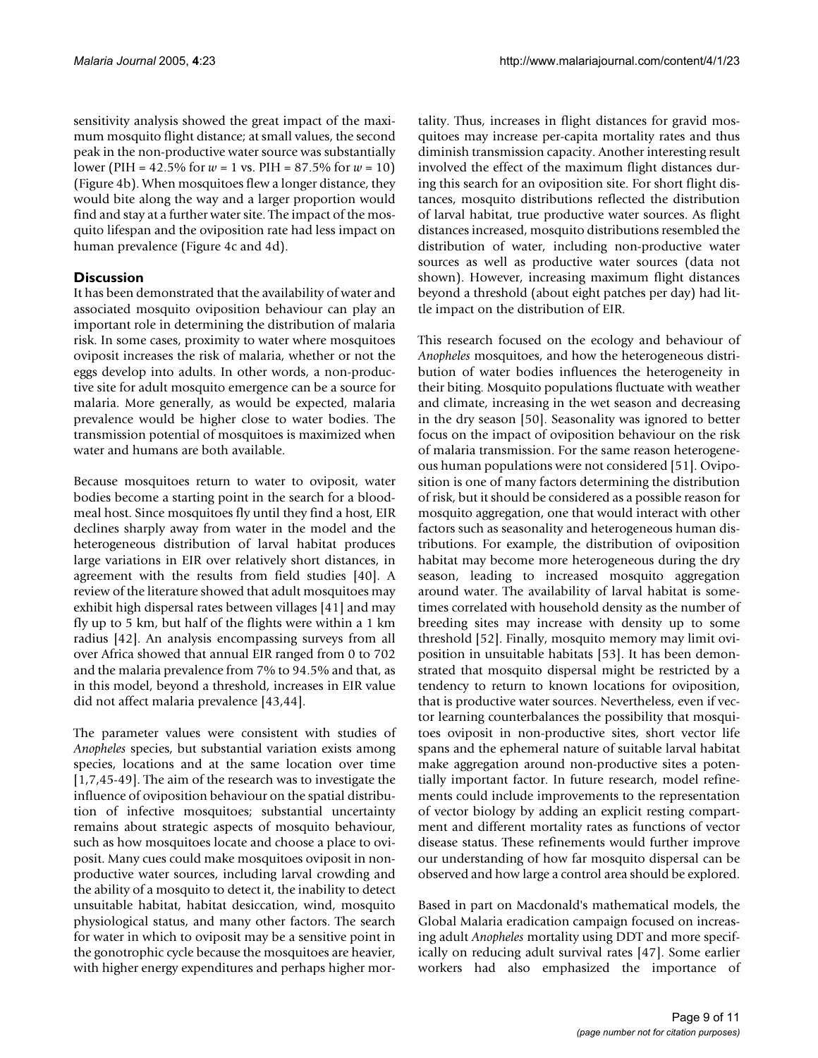sensitivity analysis showed the great impact of the maximum mosquito flight distance; at small values, the second peak in the non-productive water source was substantially lower (PIH = 42.5% for $w = 1$ vs. PIH = 87.5% for $w = 10$) (Figure 4b). When mosquitoes flew a longer distance, they would bite along the way and a larger proportion would find and stay at a further water site. The impact of the mosquito lifespan and the oviposition rate had less impact on human prevalence (Figure 4c and 4d).

## Discussion

It has been demonstrated that the availability of water and associated mosquito oviposition behaviour can play an important role in determining the distribution of malaria risk. In some cases, proximity to water where mosquitoes oviposit increases the risk of malaria, whether or not the eggs develop into adults. In other words, a non-productive site for adult mosquito emergence can be a source for malaria. More generally, as would be expected, malaria prevalence would be higher close to water bodies. The transmission potential of mosquitoes is maximized when water and humans are both available.

Because mosquitoes return to water to oviposit, water bodies become a starting point in the search for a blood-meal host. Since mosquitoes fly until they find a host, EIR declines sharply away from water in the model and the heterogeneous distribution of larval habitat produces large variations in EIR over relatively short distances, in agreement with the results from field studies [40]. A review of the literature showed that adult mosquitoes may exhibit high dispersal rates between villages [41] and may fly up to 5 km, but half of the flights were within a 1 km radius [42]. An analysis encompassing surveys from all over Africa showed that annual EIR ranged from 0 to 702 and the malaria prevalence from 7% to 94.5% and that, as in this model, beyond a threshold, increases in EIR value did not affect malaria prevalence [43,44].

The parameter values were consistent with studies of *Anopheles* species, but substantial variation exists among species, locations and at the same location over time [1,7,45-49]. The aim of the research was to investigate the influence of oviposition behaviour on the spatial distribution of infective mosquitoes; substantial uncertainty remains about strategic aspects of mosquito behaviour, such as how mosquitoes locate and choose a place to oviposit. Many cues could make mosquitoes oviposit in non-productive water sources, including larval crowding and the ability of a mosquito to detect it, the inability to detect unsuitable habitat, habitat desiccation, wind, mosquito physiological status, and many other factors. The search for water in which to oviposit may be a sensitive point in the gonotrophic cycle because the mosquitoes are heavier, with higher energy expenditures and perhaps higher mortality. Thus, increases in flight distances for gravid mosquitoes may increase per-capita mortality rates and thus diminish transmission capacity. Another interesting result involved the effect of the maximum flight distances during this search for an oviposition site. For short flight distances, mosquito distributions reflected the distribution of larval habitat, true productive water sources. As flight distances increased, mosquito distributions resembled the distribution of water, including non-productive water sources as well as productive water sources (data not shown). However, increasing maximum flight distances beyond a threshold (about eight patches per day) had little impact on the distribution of EIR.

This research focused on the ecology and behaviour of *Anopheles* mosquitoes, and how the heterogeneous distribution of water bodies influences the heterogeneity in their biting. Mosquito populations fluctuate with weather and climate, increasing in the wet season and decreasing in the dry season [50]. Seasonality was ignored to better focus on the impact of oviposition behaviour on the risk of malaria transmission. For the same reason heterogeneous human populations were not considered [51]. Oviposition is one of many factors determining the distribution of risk, but it should be considered as a possible reason for mosquito aggregation, one that would interact with other factors such as seasonality and heterogeneous human distributions. For example, the distribution of oviposition habitat may become more heterogeneous during the dry season, leading to increased mosquito aggregation around water. The availability of larval habitat is sometimes correlated with household density as the number of breeding sites may increase with density up to some threshold [52]. Finally, mosquito memory may limit oviposition in unsuitable habitats [53]. It has been demonstrated that mosquito dispersal might be restricted by a tendency to return to known locations for oviposition, that is productive water sources. Nevertheless, even if vector learning counterbalances the possibility that mosquitoes oviposit in non-productive sites, short vector life spans and the ephemeral nature of suitable larval habitat make aggregation around non-productive sites a potentially important factor. In future research, model refinements could include improvements to the representation of vector biology by adding an explicit resting compartment and different mortality rates as functions of vector disease status. These refinements would further improve our understanding of how far mosquito dispersal can be observed and how large a control area should be explored.

Based in part on Macdonald's mathematical models, the Global Malaria eradication campaign focused on increasing adult *Anopheles* mortality using DDT and more specifically on reducing adult survival rates [47]. Some earlier workers had also emphasized the importance of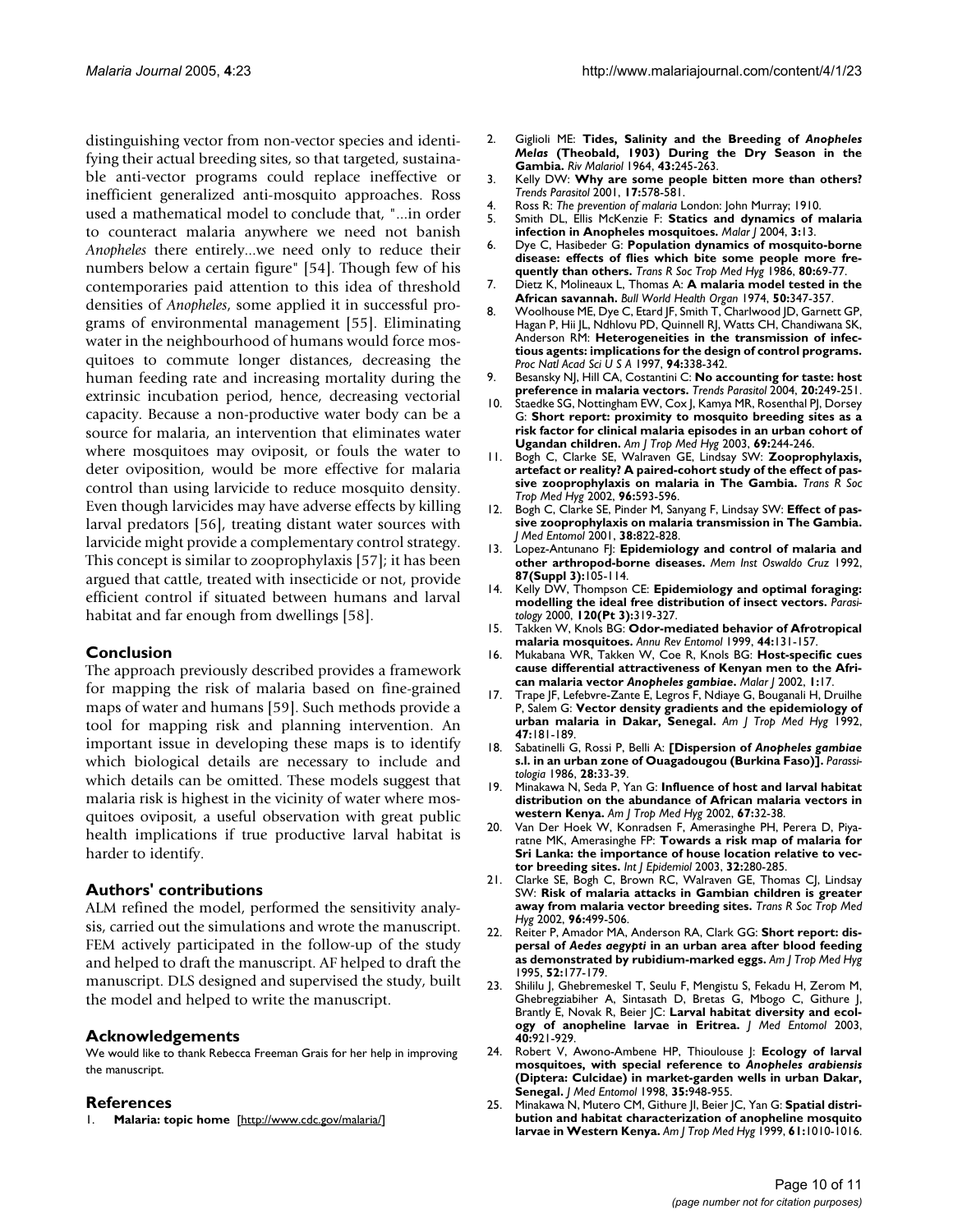distinguishing vector from non-vector species and identifying their actual breeding sites, so that targeted, sustainable anti-vector programs could replace ineffective or inefficient generalized anti-mosquito approaches. Ross used a mathematical model to conclude that, "...in order to counteract malaria anywhere we need not banish *Anopheles* there entirely...we need only to reduce their numbers below a certain figure" [54]. Though few of his contemporaries paid attention to this idea of threshold densities of *Anopheles*, some applied it in successful programs of environmental management [55]. Eliminating water in the neighbourhood of humans would force mosquitoes to commute longer distances, decreasing the human feeding rate and increasing mortality during the extrinsic incubation period, hence, decreasing vectorial capacity. Because a non-productive water body can be a source for malaria, an intervention that eliminates water where mosquitoes may oviposit, or fouls the water to deter oviposition, would be more effective for malaria control than using larvicide to reduce mosquito density. Even though larvicides may have adverse effects by killing larval predators [56], treating distant water sources with larvicide might provide a complementary control strategy. This concept is similar to zooprophylaxis [57]; it has been argued that cattle, treated with insecticide or not, provide efficient control if situated between humans and larval habitat and far enough from dwellings [58].

## Conclusion

The approach previously described provides a framework for mapping the risk of malaria based on fine-grained maps of water and humans [59]. Such methods provide a tool for mapping risk and planning intervention. An important issue in developing these maps is to identify which biological details are necessary to include and which details can be omitted. These models suggest that malaria risk is highest in the vicinity of water where mosquitoes oviposit, a useful observation with great public health implications if true productive larval habitat is harder to identify.

## Authors' contributions

ALM refined the model, performed the sensitivity analysis, carried out the simulations and wrote the manuscript. FEM actively participated in the follow-up of the study and helped to draft the manuscript. AF helped to draft the manuscript. DLS designed and supervised the study, built the model and helped to write the manuscript.

## Acknowledgements

We would like to thank Rebecca Freeman Grais for her help in improving the manuscript.

## References

1. **Malaria: topic home** [http://www.cdc.gov/malaria/]
2. Giglioli ME: **Tides, Salinity and the Breeding of *Anopheles Melas* (Theobald, 1903) During the Dry Season in the Gambia.** *Riv Malariol* 1964, **43:**245-263.
3. Kelly DW: **Why are some people bitten more than others?** *Trends Parasitol* 2001, **17:**578-581.
4. Ross R: *The prevention of malaria* London: John Murray; 1910.
5. Smith DL, Ellis McKenzie F: **Statics and dynamics of malaria infection in Anopheles mosquitoes.** *Malar J* 2004, **3:**13.
6. Dye C, Hasibeder G: **Population dynamics of mosquito-borne disease: effects of flies which bite some people more frequently than others.** *Trans R Soc Trop Med Hyg* 1986, **80:**69-77.
7. Dietz K, Molineaux L, Thomas A: **A malaria model tested in the African savannah.** *Bull World Health Organ* 1974, **50:**347-357.
8. Woolhouse ME, Dye C, Etard JF, Smith T, Charlwood JD, Garnett GP, Hagan P, Hii JL, Ndhlovu PD, Quinnell RJ, Watts CH, Chandiwana SK, Anderson RM: **Heterogeneities in the transmission of infectious agents: implications for the design of control programs.** *Proc Natl Acad Sci U S A* 1997, **94:**338-342.
9. Besansky NJ, Hill CA, Costantini C: **No accounting for taste: host preference in malaria vectors.** *Trends Parasitol* 2004, **20:**249-251.
10. Staedke SG, Nottingham EW, Cox J, Kamya MR, Rosenthal PJ, Dorsey G: **Short report: proximity to mosquito breeding sites as a risk factor for clinical malaria episodes in an urban cohort of Ugandan children.** *Am J Trop Med Hyg* 2003, **69:**244-246.
11. Bogh C, Clarke SE, Walraven GE, Lindsay SW: **Zooprophylaxis, artefact or reality? A paired-cohort study of the effect of passive zooprophylaxis on malaria in The Gambia.** *Trans R Soc Trop Med Hyg* 2002, **96:**593-596.
12. Bogh C, Clarke SE, Pinder M, Sanyang F, Lindsay SW: **Effect of passive zooprophylaxis on malaria transmission in The Gambia.** *J Med Entomol* 2001, **38:**822-828.
13. Lopez-Antunano FJ: **Epidemiology and control of malaria and other arthropod-borne diseases.** *Mem Inst Oswaldo Cruz* 1992, **87(Suppl 3):**105-114.
14. Kelly DW, Thompson CE: **Epidemiology and optimal foraging: modelling the ideal free distribution of insect vectors.** *Parasitology* 2000, **120(Pt 3):**319-327.
15. Takken W, Knols BG: **Odor-mediated behavior of Afrotropical malaria mosquitoes.** *Annu Rev Entomol* 1999, **44:**131-157.
16. Mukabana WR, Takken W, Coe R, Knols BG: **Host-specific cues cause differential attractiveness of Kenyan men to the African malaria vector *Anopheles gambiae*.** *Malar J* 2002, **1:**17.
17. Trape JF, Lefebvre-Zante E, Legros F, Ndiaye G, Bouganali H, Druilhe P, Salem G: **Vector density gradients and the epidemiology of urban malaria in Dakar, Senegal.** *Am J Trop Med Hyg* 1992, **47:**181-189.
18. Sabatinelli G, Rossi P, Belli A: **[Dispersion of *Anopheles gambiae* s.l. in an urban zone of Ouagadougou (Burkina Faso)].** *Parassitologia* 1986, **28:**33-39.
19. Minakawa N, Seda P, Yan G: **Influence of host and larval habitat distribution on the abundance of African malaria vectors in western Kenya.** *Am J Trop Med Hyg* 2002, **67:**32-38.
20. Van Der Hoek W, Konradsen F, Amerasinghe PH, Perera D, Piyaratne MK, Amerasinghe FP: **Towards a risk map of malaria for Sri Lanka: the importance of house location relative to vector breeding sites.** *Int J Epidemiol* 2003, **32:**280-285.
21. Clarke SE, Bogh C, Brown RC, Walraven GE, Thomas CJ, Lindsay SW: **Risk of malaria attacks in Gambian children is greater away from malaria vector breeding sites.** *Trans R Soc Trop Med Hyg* 2002, **96:**499-506.
22. Reiter P, Amador MA, Anderson RA, Clark GG: **Short report: dispersal of *Aedes aegypti* in an urban area after blood feeding as demonstrated by rubidium-marked eggs.** *Am J Trop Med Hyg* 1995, **52:**177-179.
23. Shililu J, Ghebremeskel T, Seulu F, Mengistu S, Fekadu H, Zerom M, Ghebregziabiher A, Sintasath D, Bretas G, Mbogo C, Githure J, Brantly E, Novak R, Beier JC: **Larval habitat diversity and ecology of anopheline larvae in Eritrea.** *J Med Entomol* 2003, **40:**921-929.
24. Robert V, Awono-Ambene HP, Thioulouse J: **Ecology of larval mosquitoes, with special reference to *Anopheles arabiensis* (Diptera: Culcidae) in market-garden wells in urban Dakar, Senegal.** *J Med Entomol* 1998, **35:**948-955.
25. Minakawa N, Mutero CM, Githure JI, Beier JC, Yan G: **Spatial distribution and habitat characterization of anopheline mosquito larvae in Western Kenya.** *Am J Trop Med Hyg* 1999, **61:**1010-1016.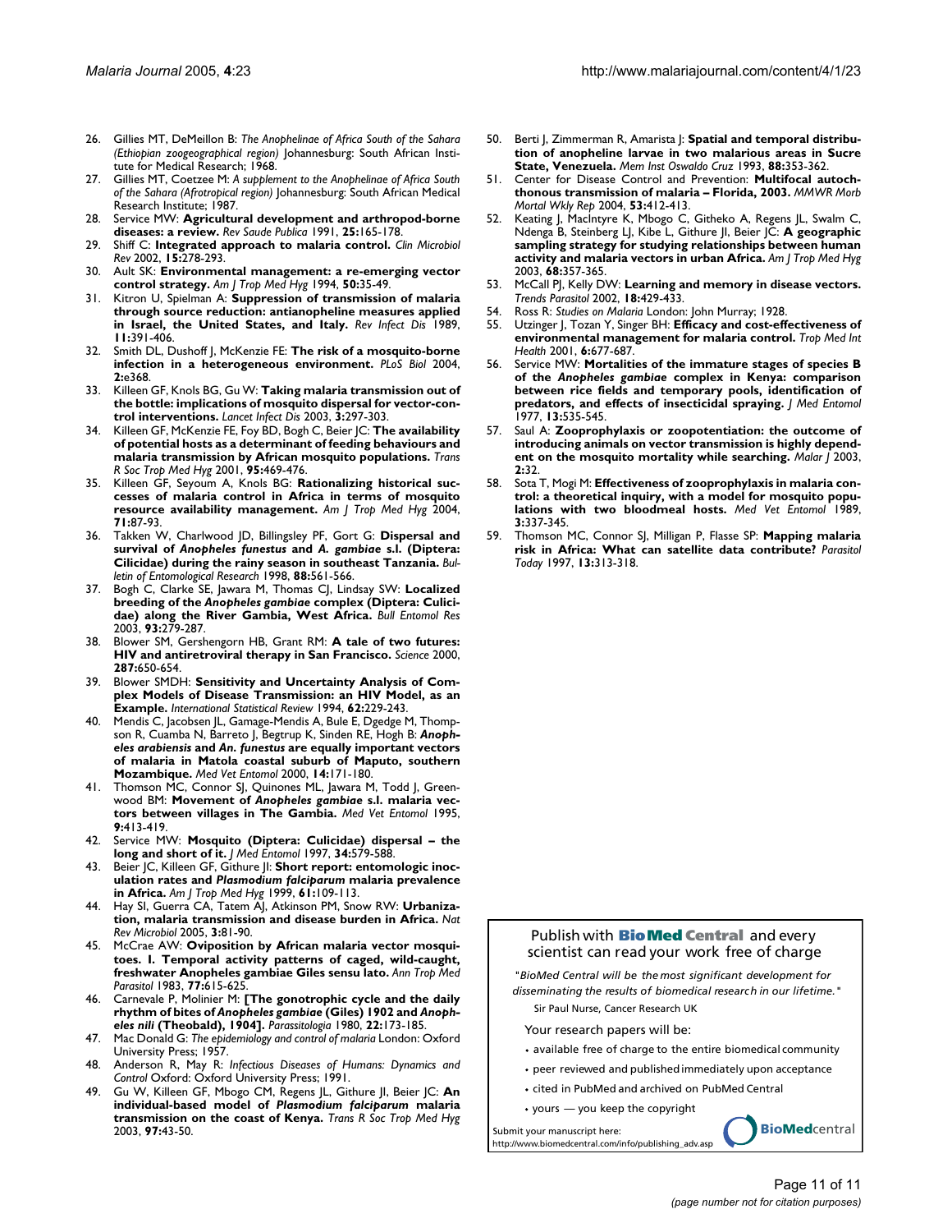26. Gillies MT, DeMeillon B: *The Anophelinae of Africa South of the Sahara (Ethiopian zoogeographical region)* Johannesburg: South African Institute for Medical Research; 1968.
27. Gillies MT, Coetzee M: *A supplement to the Anophelinae of Africa South of the Sahara (Afrotropical region)* Johannesburg: South African Medical Research Institute; 1987.
28. Service MW: **Agricultural development and arthropod-borne diseases: a review.** *Rev Saude Publica* 1991, **25:**165-178.
29. Shiff C: **Integrated approach to malaria control.** *Clin Microbiol Rev* 2002, **15:**278-293.
30. Ault SK: **Environmental management: a re-emerging vector control strategy.** *Am J Trop Med Hyg* 1994, **50:**35-49.
31. Kitron U, Spielman A: **Suppression of transmission of malaria through source reduction: antianopheline measures applied in Israel, the United States, and Italy.** *Rev Infect Dis* 1989, **11:**391-406.
32. Smith DL, Dushoff J, McKenzie FE: **The risk of a mosquito-borne infection in a heterogeneous environment.** *PLoS Biol* 2004, **2:**e368.
33. Killeen GF, Knols BG, Gu W: **Taking malaria transmission out of the bottle: implications of mosquito dispersal for vector-control interventions.** *Lancet Infect Dis* 2003, **3:**297-303.
34. Killeen GF, McKenzie FE, Foy BD, Bogh C, Beier JC: **The availability of potential hosts as a determinant of feeding behaviours and malaria transmission by African mosquito populations.** *Trans R Soc Trop Med Hyg* 2001, **95:**469-476.
35. Killeen GF, Seyoum A, Knols BG: **Rationalizing historical successes of malaria control in Africa in terms of mosquito resource availability management.** *Am J Trop Med Hyg* 2004, **71:**87-93.
36. Takken W, Charlwood JD, Billingsley PF, Gort G: **Dispersal and survival of *Anopheles funestus* and *A. gambiae* s.l. (Diptera: Cilicidae) during the rainy season in southeast Tanzania.** *Bulletin of Entomological Research* 1998, **88:**561-566.
37. Bogh C, Clarke SE, Jawara M, Thomas CJ, Lindsay SW: **Localized breeding of the *Anopheles gambiae* complex (Diptera: Culicidae) along the River Gambia, West Africa.** *Bull Entomol Res* 2003, **93:**279-287.
38. Blower SM, Gershengorn HB, Grant RM: **A tale of two futures: HIV and antiretroviral therapy in San Francisco.** *Science* 2000, **287:**650-654.
39. Blower SMDH: **Sensitivity and Uncertainty Analysis of Complex Models of Disease Transmission: an HIV Model, as an Example.** *International Statistical Review* 1994, **62:**229-243.
40. Mendis C, Jacobsen JL, Gamage-Mendis A, Bule E, Dgedge M, Thompson R, Cuamba N, Barreto J, Begtrup K, Sinden RE, Hogh B: ***Anopheles arabiensis* and *An. funestus* are equally important vectors of malaria in Matola coastal suburb of Maputo, southern Mozambique.** *Med Vet Entomol* 2000, **14:**171-180.
41. Thomson MC, Connor SJ, Quinones ML, Jawara M, Todd J, Greenwood BM: **Movement of *Anopheles gambiae* s.l. malaria vectors between villages in The Gambia.** *Med Vet Entomol* 1995, **9:**413-419.
42. Service MW: **Mosquito (Diptera: Culicidae) dispersal – the long and short of it.** *J Med Entomol* 1997, **34:**579-588.
43. Beier JC, Killeen GF, Githure JI: **Short report: entomologic inoculation rates and *Plasmodium falciparum* malaria prevalence in Africa.** *Am J Trop Med Hyg* 1999, **61:**109-113.
44. Hay SI, Guerra CA, Tatem AJ, Atkinson PM, Snow RW: **Urbanization, malaria transmission and disease burden in Africa.** *Nat Rev Microbiol* 2005, **3:**81-90.
45. McCrae AW: **Oviposition by African malaria vector mosquitoes. I. Temporal activity patterns of caged, wild-caught, freshwater Anopheles gambiae Giles sensu lato.** *Ann Trop Med Parasitol* 1983, **77:**615-625.
46. Carnevale P, Molinier M: **[The gonotrophic cycle and the daily rhythm of bites of *Anopheles gambiae* (Giles) 1902 and *Anopheles nili* (Theobald), 1904].** *Parassitologia* 1980, **22:**173-185.
47. Mac Donald G: *The epidemiology and control of malaria* London: Oxford University Press; 1957.
48. Anderson R, May R: *Infectious Diseases of Humans: Dynamics and Control* Oxford: Oxford University Press; 1991.
49. Gu W, Killeen GF, Mbogo CM, Regens JL, Githure JI, Beier JC: **An individual-based model of *Plasmodium falciparum* malaria transmission on the coast of Kenya.** *Trans R Soc Trop Med Hyg* 2003, **97:**43-50.
50. Berti J, Zimmerman R, Amarista J: **Spatial and temporal distribution of anopheline larvae in two malarious areas in Sucre State, Venezuela.** *Mem Inst Oswaldo Cruz* 1993, **88:**353-362.
51. Center for Disease Control and Prevention: **Multifocal autochthonous transmission of malaria – Florida, 2003.** *MMWR Morb Mortal Wkly Rep* 2004, **53:**412-413.
52. Keating J, MacIntyre K, Mbogo C, Githeko A, Regens JL, Swalm C, Ndenga B, Steinberg LJ, Kibe L, Githure JI, Beier JC: **A geographic sampling strategy for studying relationships between human activity and malaria vectors in urban Africa.** *Am J Trop Med Hyg* 2003, **68:**357-365.
53. McCall PJ, Kelly DW: **Learning and memory in disease vectors.** *Trends Parasitol* 2002, **18:**429-433.
54. Ross R: *Studies on Malaria* London: John Murray; 1928.
55. Utzinger J, Tozan Y, Singer BH: **Efficacy and cost-effectiveness of environmental management for malaria control.** *Trop Med Int Health* 2001, **6:**677-687.
56. Service MW: **Mortalities of the immature stages of species B of the *Anopheles gambiae* complex in Kenya: comparison between rice fields and temporary pools, identification of predators, and effects of insecticidal spraying.** *J Med Entomol* 1977, **13:**535-545.
57. Saul A: **Zooprophylaxis or zoopotentiation: the outcome of introducing animals on vector transmission is highly dependent on the mosquito mortality while searching.** *Malar J* 2003, **2:**32.
58. Sota T, Mogi M: **Effectiveness of zooprophylaxis in malaria control: a theoretical inquiry, with a model for mosquito populations with two bloodmeal hosts.** *Med Vet Entomol* 1989, **3:**337-345.
59. Thomson MC, Connor SJ, Milligan P, Flasse SP: **Mapping malaria risk in Africa: What can satellite data contribute?** *Parasitol Today* 1997, **13:**313-318.

Publish with **BioMed Central** and every scientist can read your work free of charge

*"BioMed Central will be the most significant development for disseminating the results of biomedical research in our lifetime."*

Sir Paul Nurse, Cancer Research UK

Your research papers will be:

- available free of charge to the entire biomedical community
- peer reviewed and published immediately upon acceptance
- cited in PubMed and archived on PubMed Central
- yours — you keep the copyright

Submit your manuscript here:
http://www.biomedcentral.com/info/publishing_adv.asp

**BioMed**central